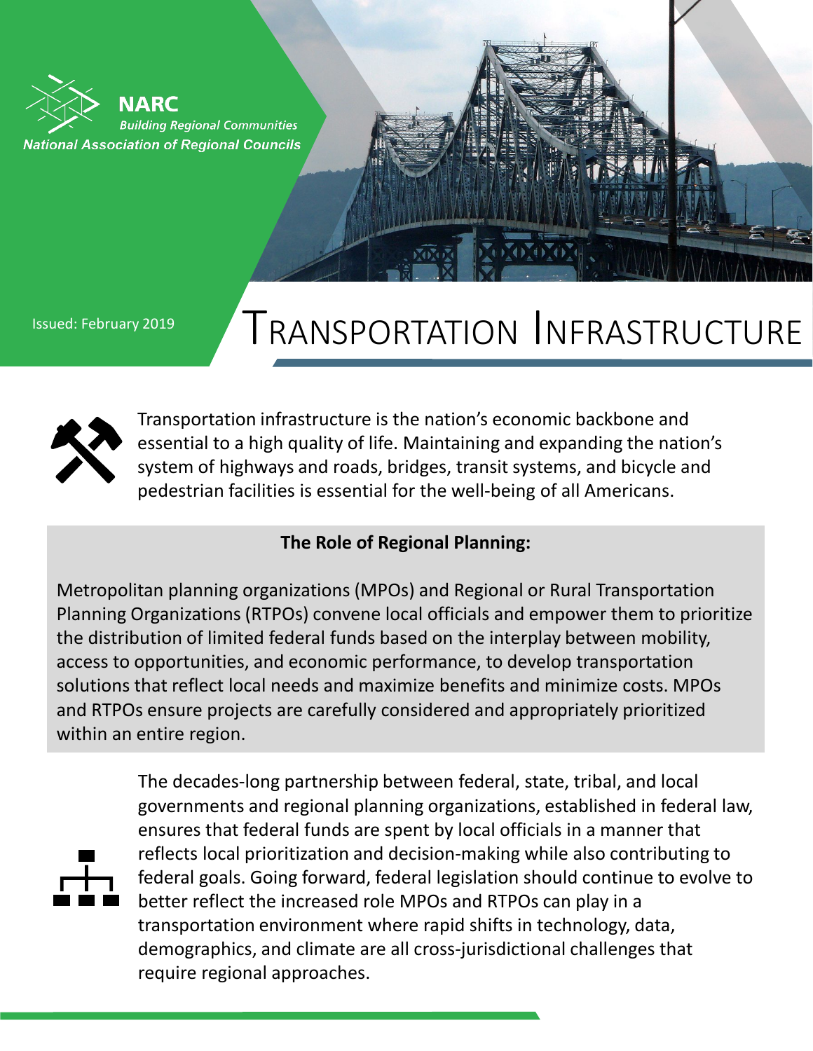NARC
*Building Regional Communities*
*National Association of Regional Councils*

Issued: February 2019

# Transportation Infrastructure

Transportation infrastructure is the nation's economic backbone and essential to a high quality of life. Maintaining and expanding the nation's system of highways and roads, bridges, transit systems, and bicycle and pedestrian facilities is essential for the well-being of all Americans.

**The Role of Regional Planning:**

Metropolitan planning organizations (MPOs) and Regional or Rural Transportation Planning Organizations (RTPOs) convene local officials and empower them to prioritize the distribution of limited federal funds based on the interplay between mobility, access to opportunities, and economic performance, to develop transportation solutions that reflect local needs and maximize benefits and minimize costs. MPOs and RTPOs ensure projects are carefully considered and appropriately prioritized within an entire region.

The decades-long partnership between federal, state, tribal, and local governments and regional planning organizations, established in federal law, ensures that federal funds are spent by local officials in a manner that reflects local prioritization and decision-making while also contributing to federal goals. Going forward, federal legislation should continue to evolve to better reflect the increased role MPOs and RTPOs can play in a transportation environment where rapid shifts in technology, data, demographics, and climate are all cross-jurisdictional challenges that require regional approaches.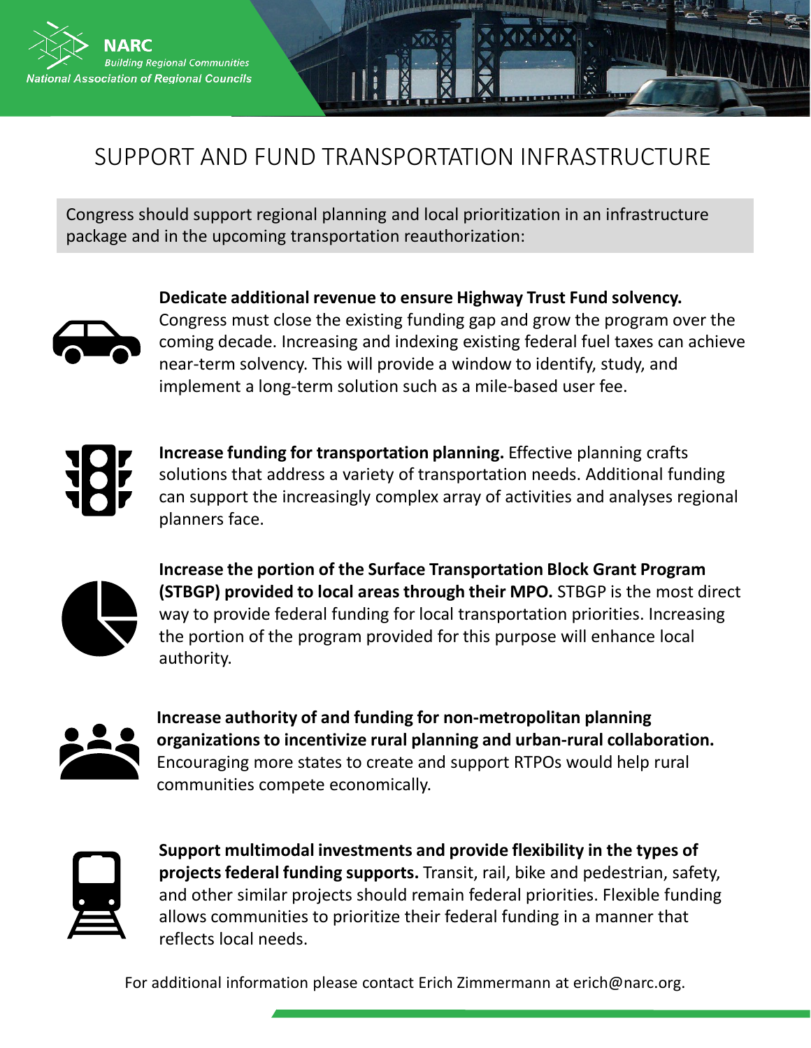NARC
*Building Regional Communities*
*National Association of Regional Councils*

# SUPPORT AND FUND TRANSPORTATION INFRASTRUCTURE

Congress should support regional planning and local prioritization in an infrastructure package and in the upcoming transportation reauthorization:

**Dedicate additional revenue to ensure Highway Trust Fund solvency.** Congress must close the existing funding gap and grow the program over the coming decade. Increasing and indexing existing federal fuel taxes can achieve near-term solvency. This will provide a window to identify, study, and implement a long-term solution such as a mile-based user fee.

**Increase funding for transportation planning.** Effective planning crafts solutions that address a variety of transportation needs. Additional funding can support the increasingly complex array of activities and analyses regional planners face.

**Increase the portion of the Surface Transportation Block Grant Program (STBGP) provided to local areas through their MPO.** STBGP is the most direct way to provide federal funding for local transportation priorities. Increasing the portion of the program provided for this purpose will enhance local authority.

**Increase authority of and funding for non-metropolitan planning organizations to incentivize rural planning and urban-rural collaboration.** Encouraging more states to create and support RTPOs would help rural communities compete economically.

**Support multimodal investments and provide flexibility in the types of projects federal funding supports.** Transit, rail, bike and pedestrian, safety, and other similar projects should remain federal priorities. Flexible funding allows communities to prioritize their federal funding in a manner that reflects local needs.

For additional information please contact Erich Zimmermann at erich@narc.org.